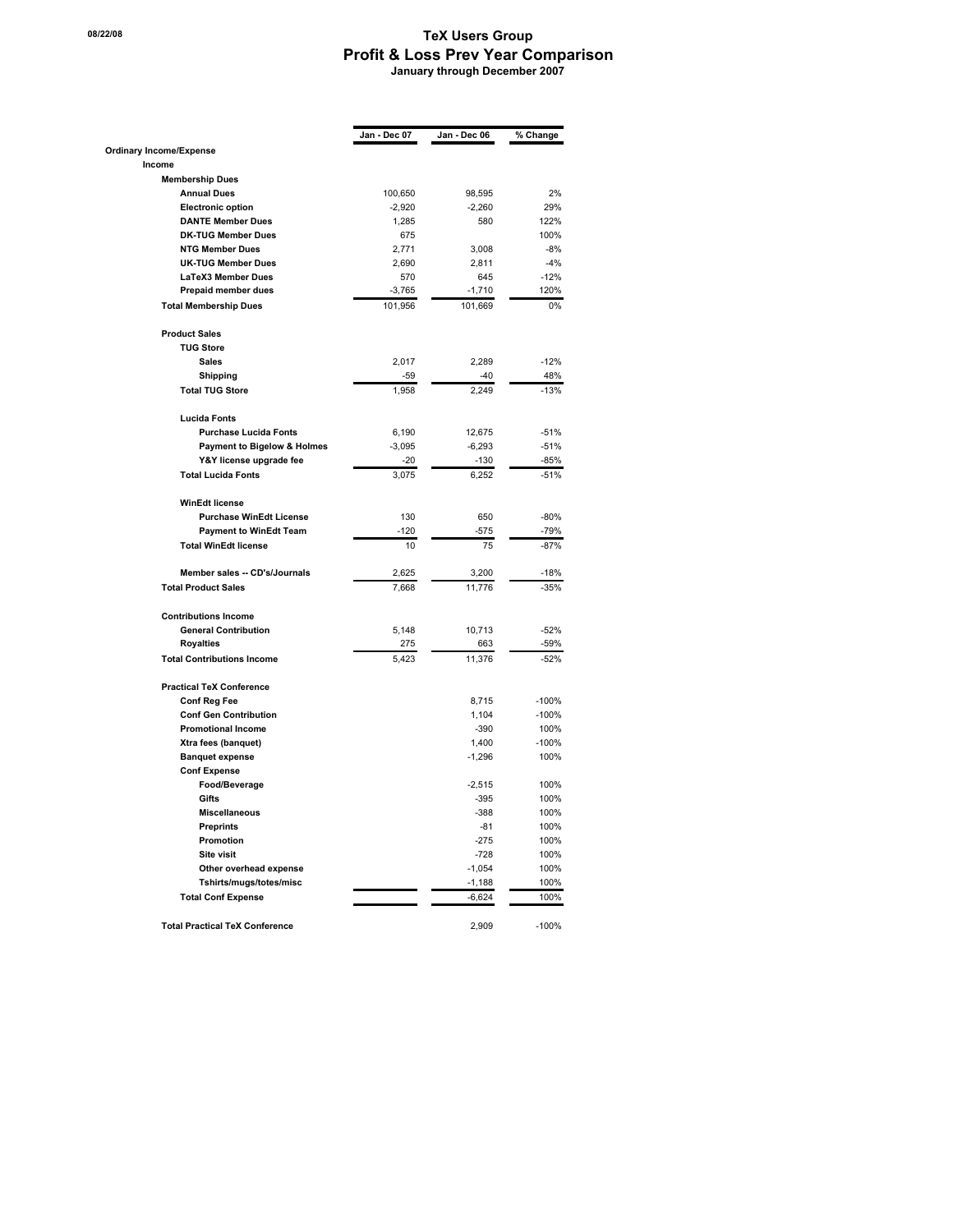# TeX Users Group

## Profit & Loss Prev Year Comparison

**January through December 2007**

| | Jan - Dec 07 | Jan - Dec 06 | % Change |
|---|---|---|---|
| **Ordinary Income/Expense** | | | |
| **Income** | | | |
| **Membership Dues** | | | |
| **Annual Dues** | 100,650 | 98,595 | 2% |
| **Electronic option** | -2,920 | -2,260 | 29% |
| **DANTE Member Dues** | 1,285 | 580 | 122% |
| **DK-TUG Member Dues** | 675 | | 100% |
| **NTG Member Dues** | 2,771 | 3,008 | -8% |
| **UK-TUG Member Dues** | 2,690 | 2,811 | -4% |
| **LaTeX3 Member Dues** | 570 | 645 | -12% |
| **Prepaid member dues** | -3,765 | -1,710 | 120% |
| **Total Membership Dues** | 101,956 | 101,669 | 0% |
| **Product Sales** | | | |
| **TUG Store** | | | |
| **Sales** | 2,017 | 2,289 | -12% |
| **Shipping** | -59 | -40 | 48% |
| **Total TUG Store** | 1,958 | 2,249 | -13% |
| **Lucida Fonts** | | | |
| **Purchase Lucida Fonts** | 6,190 | 12,675 | -51% |
| **Payment to Bigelow & Holmes** | -3,095 | -6,293 | -51% |
| **Y&Y license upgrade fee** | -20 | -130 | -85% |
| **Total Lucida Fonts** | 3,075 | 6,252 | -51% |
| **WinEdt license** | | | |
| **Purchase WinEdt License** | 130 | 650 | -80% |
| **Payment to WinEdt Team** | -120 | -575 | -79% |
| **Total WinEdt license** | 10 | 75 | -87% |
| **Member sales -- CD's/Journals** | 2,625 | 3,200 | -18% |
| **Total Product Sales** | 7,668 | 11,776 | -35% |
| **Contributions Income** | | | |
| **General Contribution** | 5,148 | 10,713 | -52% |
| **Royalties** | 275 | 663 | -59% |
| **Total Contributions Income** | 5,423 | 11,376 | -52% |
| **Practical TeX Conference** | | | |
| **Conf Reg Fee** | | 8,715 | -100% |
| **Conf Gen Contribution** | | 1,104 | -100% |
| **Promotional Income** | | -390 | 100% |
| **Xtra fees (banquet)** | | 1,400 | -100% |
| **Banquet expense** | | -1,296 | 100% |
| **Conf Expense** | | | |
| **Food/Beverage** | | -2,515 | 100% |
| **Gifts** | | -395 | 100% |
| **Miscellaneous** | | -388 | 100% |
| **Preprints** | | -81 | 100% |
| **Promotion** | | -275 | 100% |
| **Site visit** | | -728 | 100% |
| **Other overhead expense** | | -1,054 | 100% |
| **Tshirts/mugs/totes/misc** | | -1,188 | 100% |
| **Total Conf Expense** | | -6,624 | 100% |
| **Total Practical TeX Conference** | | 2,909 | -100% |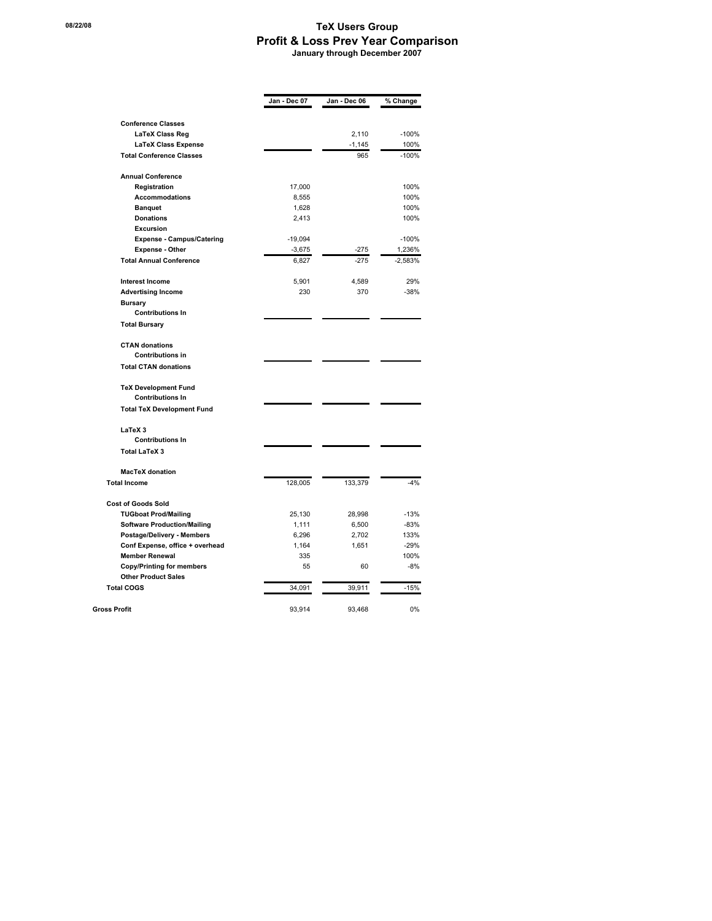# TeX Users Group

## Profit & Loss Prev Year Comparison

**January through December 2007**

| | Jan - Dec 07 | Jan - Dec 06 | % Change |
|---|---|---|---|
| **Conference Classes** | | | |
| **LaTeX Class Reg** | | 2,110 | -100% |
| **LaTeX Class Expense** | | -1,145 | 100% |
| **Total Conference Classes** | | 965 | -100% |
| **Annual Conference** | | | |
| **Registration** | 17,000 | | 100% |
| **Accommodations** | 8,555 | | 100% |
| **Banquet** | 1,628 | | 100% |
| **Donations** | 2,413 | | 100% |
| **Excursion** | | | |
| **Expense - Campus/Catering** | -19,094 | | -100% |
| **Expense - Other** | -3,675 | -275 | 1,236% |
| **Total Annual Conference** | 6,827 | -275 | -2,583% |
| **Interest Income** | 5,901 | 4,589 | 29% |
| **Advertising Income** | 230 | 370 | -38% |
| **Bursary** | | | |
| **Contributions In** | | | |
| **Total Bursary** | | | |
| **CTAN donations** | | | |
| **Contributions in** | | | |
| **Total CTAN donations** | | | |
| **TeX Development Fund** | | | |
| **Contributions In** | | | |
| **Total TeX Development Fund** | | | |
| **LaTeX 3** | | | |
| **Contributions In** | | | |
| **Total LaTeX 3** | | | |
| **MacTeX donation** | | | |
| **Total Income** | 128,005 | 133,379 | -4% |
| **Cost of Goods Sold** | | | |
| **TUGboat Prod/Mailing** | 25,130 | 28,998 | -13% |
| **Software Production/Mailing** | 1,111 | 6,500 | -83% |
| **Postage/Delivery - Members** | 6,296 | 2,702 | 133% |
| **Conf Expense, office + overhead** | 1,164 | 1,651 | -29% |
| **Member Renewal** | 335 | | 100% |
| **Copy/Printing for members** | 55 | 60 | -8% |
| **Other Product Sales** | | | |
| **Total COGS** | 34,091 | 39,911 | -15% |
| **Gross Profit** | 93,914 | 93,468 | 0% |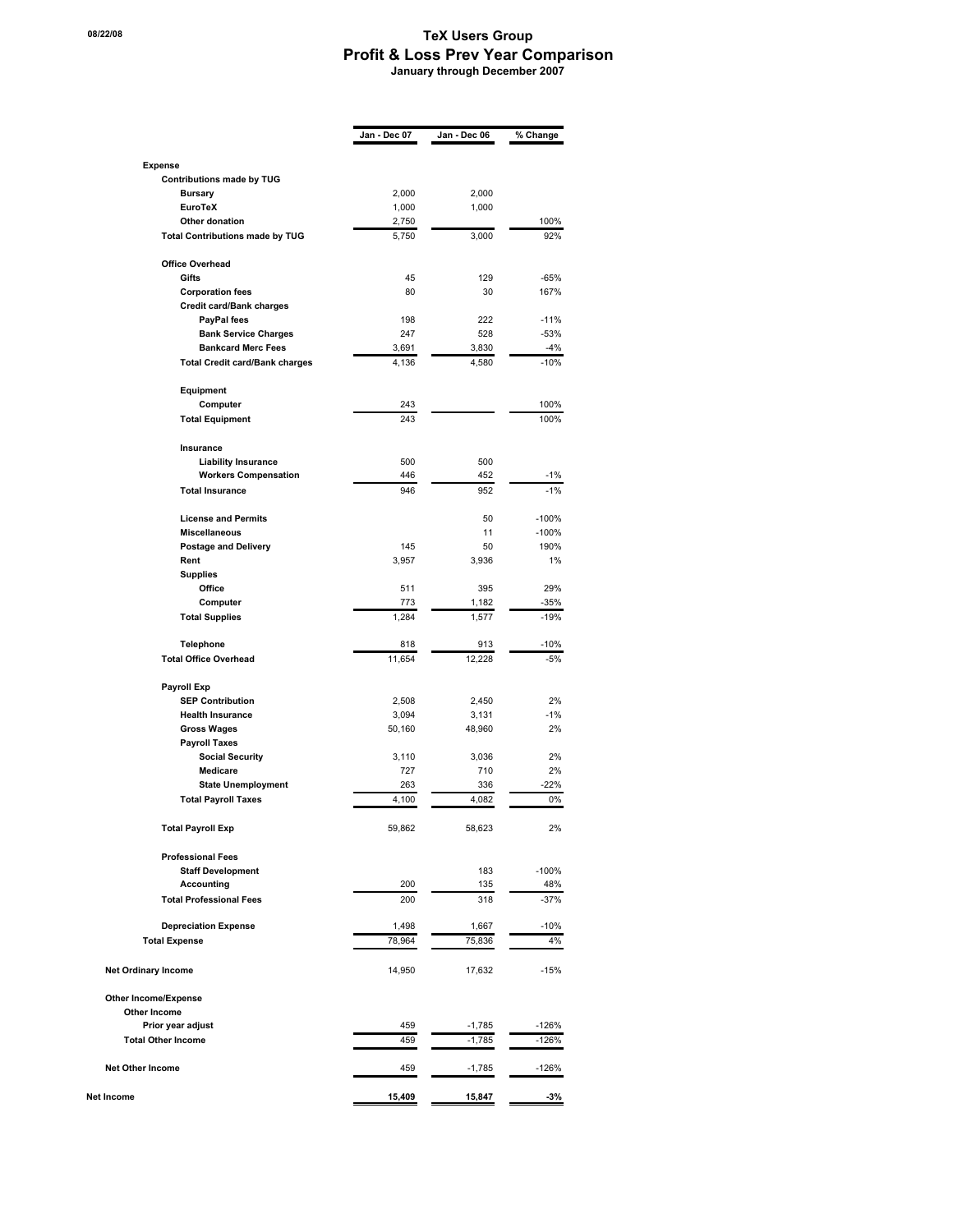08/22/08

# TeX Users Group
## Profit & Loss Prev Year Comparison
**January through December 2007**

| | Jan - Dec 07 | Jan - Dec 06 | % Change |
|---|---|---|---|
| **Expense** | | | |
| **Contributions made by TUG** | | | |
| **Bursary** | 2,000 | 2,000 | |
| **EuroTeX** | 1,000 | 1,000 | |
| **Other donation** | 2,750 | | 100% |
| **Total Contributions made by TUG** | 5,750 | 3,000 | 92% |
| **Office Overhead** | | | |
| **Gifts** | 45 | 129 | -65% |
| **Corporation fees** | 80 | 30 | 167% |
| **Credit card/Bank charges** | | | |
| **PayPal fees** | 198 | 222 | -11% |
| **Bank Service Charges** | 247 | 528 | -53% |
| **Bankcard Merc Fees** | 3,691 | 3,830 | -4% |
| **Total Credit card/Bank charges** | 4,136 | 4,580 | -10% |
| **Equipment** | | | |
| **Computer** | 243 | | 100% |
| **Total Equipment** | 243 | | 100% |
| **Insurance** | | | |
| **Liability Insurance** | 500 | 500 | |
| **Workers Compensation** | 446 | 452 | -1% |
| **Total Insurance** | 946 | 952 | -1% |
| **License and Permits** | | 50 | -100% |
| **Miscellaneous** | | 11 | -100% |
| **Postage and Delivery** | 145 | 50 | 190% |
| **Rent** | 3,957 | 3,936 | 1% |
| **Supplies** | | | |
| **Office** | 511 | 395 | 29% |
| **Computer** | 773 | 1,182 | -35% |
| **Total Supplies** | 1,284 | 1,577 | -19% |
| **Telephone** | 818 | 913 | -10% |
| **Total Office Overhead** | 11,654 | 12,228 | -5% |
| **Payroll Exp** | | | |
| **SEP Contribution** | 2,508 | 2,450 | 2% |
| **Health Insurance** | 3,094 | 3,131 | -1% |
| **Gross Wages** | 50,160 | 48,960 | 2% |
| **Payroll Taxes** | | | |
| **Social Security** | 3,110 | 3,036 | 2% |
| **Medicare** | 727 | 710 | 2% |
| **State Unemployment** | 263 | 336 | -22% |
| **Total Payroll Taxes** | 4,100 | 4,082 | 0% |
| **Total Payroll Exp** | 59,862 | 58,623 | 2% |
| **Professional Fees** | | | |
| **Staff Development** | | 183 | -100% |
| **Accounting** | 200 | 135 | 48% |
| **Total Professional Fees** | 200 | 318 | -37% |
| **Depreciation Expense** | 1,498 | 1,667 | -10% |
| **Total Expense** | 78,964 | 75,836 | 4% |
| **Net Ordinary Income** | 14,950 | 17,632 | -15% |
| **Other Income/Expense** | | | |
| **Other Income** | | | |
| **Prior year adjust** | 459 | -1,785 | -126% |
| **Total Other Income** | 459 | -1,785 | -126% |
| **Net Other Income** | 459 | -1,785 | -126% |
| **Net Income** | **15,409** | **15,847** | **-3%** |